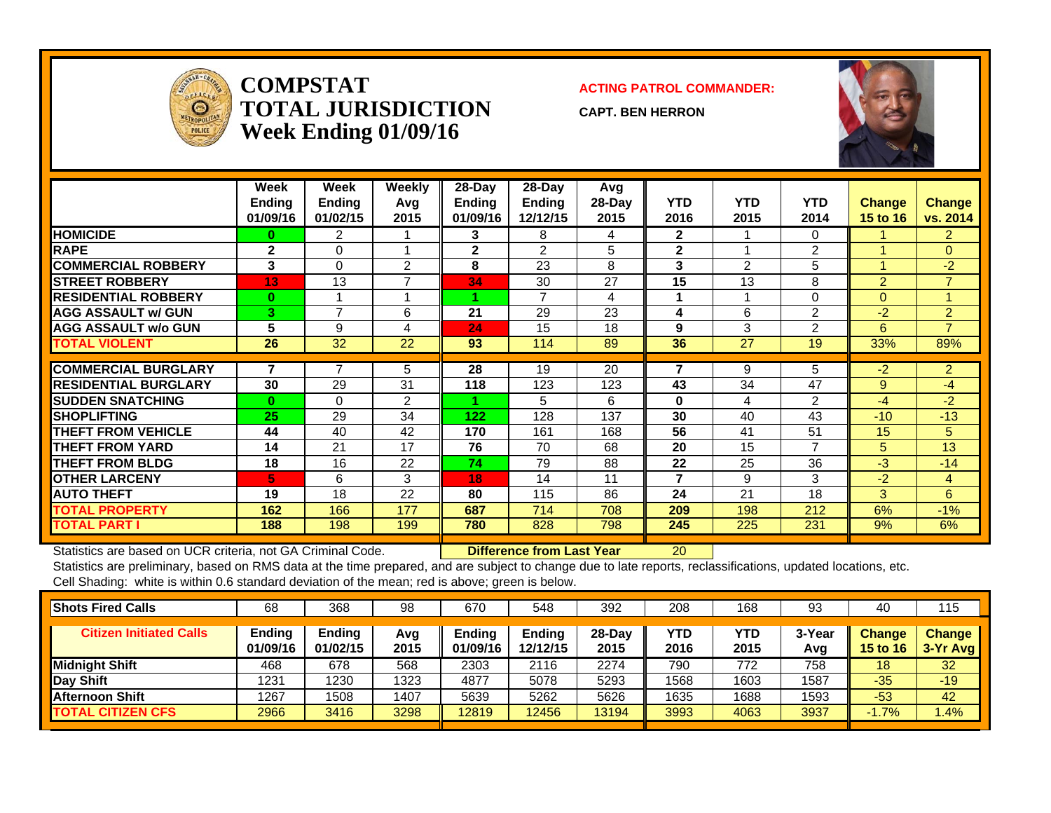# COMPSTAT TOTAL JURISDICTION Week Ending 01/09/16

**ACTING PATROL COMMANDER:**

**CAPT. BEN HERRON**

| | Week Ending 01/09/16 | Week Ending 01/02/15 | Weekly Avg 2015 | 28-Day Ending 01/09/16 | 28-Day Ending 12/12/15 | Avg 28-Day 2015 | YTD 2016 | YTD 2015 | YTD 2014 | Change 15 to 16 | Change vs. 2014 |
|---|---|---|---|---|---|---|---|---|---|---|---|
| **HOMICIDE** | 0 | 2 | 1 | 3 | 8 | 4 | 2 | 1 | 0 | 1 | 2 |
| **RAPE** | 2 | 0 | 1 | 2 | 2 | 5 | 2 | 1 | 2 | 1 | 0 |
| **COMMERCIAL ROBBERY** | 3 | 0 | 2 | 8 | 23 | 8 | 3 | 2 | 5 | 1 | -2 |
| **STREET ROBBERY** | 13 | 13 | 7 | 34 | 30 | 27 | 15 | 13 | 8 | 2 | 7 |
| **RESIDENTIAL ROBBERY** | 0 | 1 | 1 | 1 | 7 | 4 | 1 | 1 | 0 | 0 | 1 |
| **AGG ASSAULT w/ GUN** | 3 | 7 | 6 | 21 | 29 | 23 | 4 | 6 | 2 | -2 | 2 |
| **AGG ASSAULT w/o GUN** | 5 | 9 | 4 | 24 | 15 | 18 | 9 | 3 | 2 | 6 | 7 |
| **TOTAL VIOLENT** | 26 | 32 | 22 | 93 | 114 | 89 | 36 | 27 | 19 | 33% | 89% |
| **COMMERCIAL BURGLARY** | 7 | 7 | 5 | 28 | 19 | 20 | 7 | 9 | 5 | -2 | 2 |
| **RESIDENTIAL BURGLARY** | 30 | 29 | 31 | 118 | 123 | 123 | 43 | 34 | 47 | 9 | -4 |
| **SUDDEN SNATCHING** | 0 | 0 | 2 | 1 | 5 | 6 | 0 | 4 | 2 | -4 | -2 |
| **SHOPLIFTING** | 25 | 29 | 34 | 122 | 128 | 137 | 30 | 40 | 43 | -10 | -13 |
| **THEFT FROM VEHICLE** | 44 | 40 | 42 | 170 | 161 | 168 | 56 | 41 | 51 | 15 | 5 |
| **THEFT FROM YARD** | 14 | 21 | 17 | 76 | 70 | 68 | 20 | 15 | 7 | 5 | 13 |
| **THEFT FROM BLDG** | 18 | 16 | 22 | 74 | 79 | 88 | 22 | 25 | 36 | -3 | -14 |
| **OTHER LARCENY** | 5 | 6 | 3 | 18 | 14 | 11 | 7 | 9 | 3 | -2 | 4 |
| **AUTO THEFT** | 19 | 18 | 22 | 80 | 115 | 86 | 24 | 21 | 18 | 3 | 6 |
| **TOTAL PROPERTY** | 162 | 166 | 177 | 687 | 714 | 708 | 209 | 198 | 212 | 6% | -1% |
| **TOTAL PART I** | 188 | 198 | 199 | 780 | 828 | 798 | 245 | 225 | 231 | 9% | 6% |

Statistics are based on UCR criteria, not GA Criminal Code. **Difference from Last Year** 20

Statistics are preliminary, based on RMS data at the time prepared, and are subject to change due to late reports, reclassifications, updated locations, etc.

Cell Shading: white is within 0.6 standard deviation of the mean; red is above; green is below.

| **Shots Fired Calls** | 68 | 368 | 98 | 670 | 548 | 392 | 208 | 168 | 93 | 40 | 115 |
|---|---|---|---|---|---|---|---|---|---|---|---|
| **Citizen Initiated Calls** | **Ending 01/09/16** | **Ending 01/02/15** | **Avg 2015** | **Ending 01/09/16** | **Ending 12/12/15** | **28-Day 2015** | **YTD 2016** | **YTD 2015** | **3-Year Avg** | **Change 15 to 16** | **Change 3-Yr Avg** |
| **Midnight Shift** | 468 | 678 | 568 | 2303 | 2116 | 2274 | 790 | 772 | 758 | 18 | 32 |
| **Day Shift** | 1231 | 1230 | 1323 | 4877 | 5078 | 5293 | 1568 | 1603 | 1587 | -35 | -19 |
| **Afternoon Shift** | 1267 | 1508 | 1407 | 5639 | 5262 | 5626 | 1635 | 1688 | 1593 | -53 | 42 |
| **TOTAL CITIZEN CFS** | 2966 | 3416 | 3298 | 12819 | 12456 | 13194 | 3993 | 4063 | 3937 | -1.7% | 1.4% |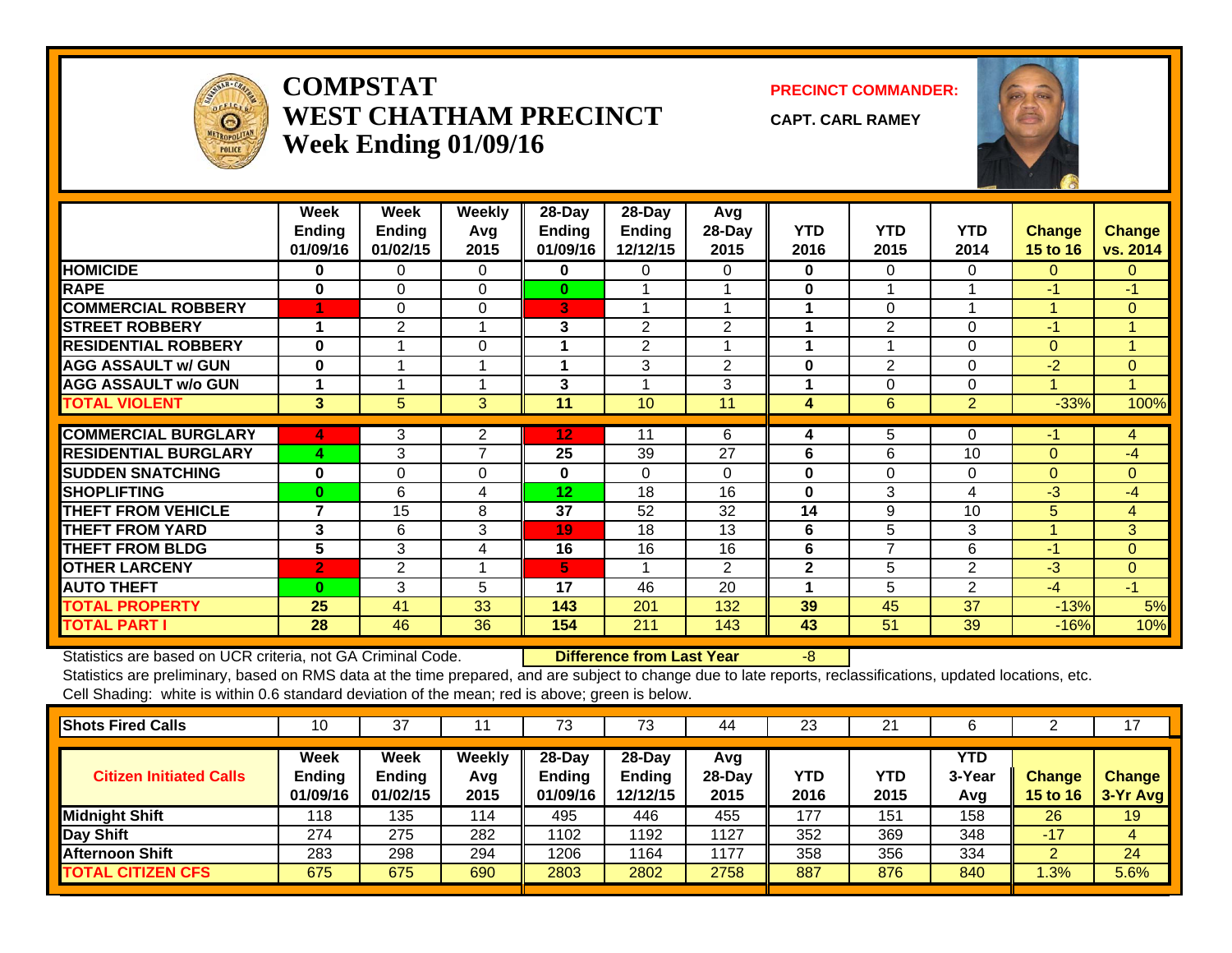# COMPSTAT
## WEST CHATHAM PRECINCT
### Week Ending 01/09/16

**PRECINCT COMMANDER:**

**CAPT. CARL RAMEY**

| | Week Ending 01/09/16 | Week Ending 01/02/15 | Weekly Avg 2015 | 28-Day Ending 01/09/16 | 28-Day Ending 12/12/15 | Avg 28-Day 2015 | YTD 2016 | YTD 2015 | YTD 2014 | Change 15 to 16 | Change vs. 2014 |
|---|---|---|---|---|---|---|---|---|---|---|---|
| HOMICIDE | 0 | 0 | 0 | 0 | 0 | 0 | 0 | 0 | 0 | 0 | 0 |
| RAPE | 0 | 0 | 0 | 0 | 1 | 1 | 0 | 1 | 1 | -1 | -1 |
| COMMERCIAL ROBBERY | 1 | 0 | 0 | 3 | 1 | 1 | 1 | 0 | 1 | 1 | 0 |
| STREET ROBBERY | 1 | 2 | 1 | 3 | 2 | 2 | 1 | 2 | 0 | -1 | 1 |
| RESIDENTIAL ROBBERY | 0 | 1 | 0 | 1 | 2 | 1 | 1 | 1 | 0 | 0 | 1 |
| AGG ASSAULT w/ GUN | 0 | 1 | 1 | 1 | 3 | 2 | 0 | 2 | 0 | -2 | 0 |
| AGG ASSAULT w/o GUN | 1 | 1 | 1 | 3 | 1 | 3 | 1 | 0 | 0 | 1 | 1 |
| TOTAL VIOLENT | 3 | 5 | 3 | 11 | 10 | 11 | 4 | 6 | 2 | -33% | 100% |
| COMMERCIAL BURGLARY | 4 | 3 | 2 | 12 | 11 | 6 | 4 | 5 | 0 | -1 | 4 |
| RESIDENTIAL BURGLARY | 4 | 3 | 7 | 25 | 39 | 27 | 6 | 6 | 10 | 0 | -4 |
| SUDDEN SNATCHING | 0 | 0 | 0 | 0 | 0 | 0 | 0 | 0 | 0 | 0 | 0 |
| SHOPLIFTING | 0 | 6 | 4 | 12 | 18 | 16 | 0 | 3 | 4 | -3 | -4 |
| THEFT FROM VEHICLE | 7 | 15 | 8 | 37 | 52 | 32 | 14 | 9 | 10 | 5 | 4 |
| THEFT FROM YARD | 3 | 6 | 3 | 19 | 18 | 13 | 6 | 5 | 3 | 1 | 3 |
| THEFT FROM BLDG | 5 | 3 | 4 | 16 | 16 | 16 | 6 | 7 | 6 | -1 | 0 |
| OTHER LARCENY | 2 | 2 | 1 | 5 | 1 | 2 | 2 | 5 | 2 | -3 | 0 |
| AUTO THEFT | 0 | 3 | 5 | 17 | 46 | 20 | 1 | 5 | 2 | -4 | -1 |
| TOTAL PROPERTY | 25 | 41 | 33 | 143 | 201 | 132 | 39 | 45 | 37 | -13% | 5% |
| TOTAL PART I | 28 | 46 | 36 | 154 | 211 | 143 | 43 | 51 | 39 | -16% | 10% |

Statistics are based on UCR criteria, not GA Criminal Code. **Difference from Last Year** -8

Statistics are preliminary, based on RMS data at the time prepared, and are subject to change due to late reports, reclassifications, updated locations, etc.

Cell Shading: white is within 0.6 standard deviation of the mean; red is above; green is below.

| Shots Fired Calls | 10 | 37 | 11 | 73 | 73 | 44 | 23 | 21 | 6 | 2 | 17 |
|---|---|---|---|---|---|---|---|---|---|---|---|
| **Citizen Initiated Calls** | **Week Ending 01/09/16** | **Week Ending 01/02/15** | **Weekly Avg 2015** | **28-Day Ending 01/09/16** | **28-Day Ending 12/12/15** | **Avg 28-Day 2015** | **YTD 2016** | **YTD 2015** | **YTD 3-Year Avg** | **Change 15 to 16** | **Change 3-Yr Avg** |
| Midnight Shift | 118 | 135 | 114 | 495 | 446 | 455 | 177 | 151 | 158 | 26 | 19 |
| Day Shift | 274 | 275 | 282 | 1102 | 1192 | 1127 | 352 | 369 | 348 | -17 | 4 |
| Afternoon Shift | 283 | 298 | 294 | 1206 | 1164 | 1177 | 358 | 356 | 334 | 2 | 24 |
| TOTAL CITIZEN CFS | 675 | 675 | 690 | 2803 | 2802 | 2758 | 887 | 876 | 840 | 1.3% | 5.6% |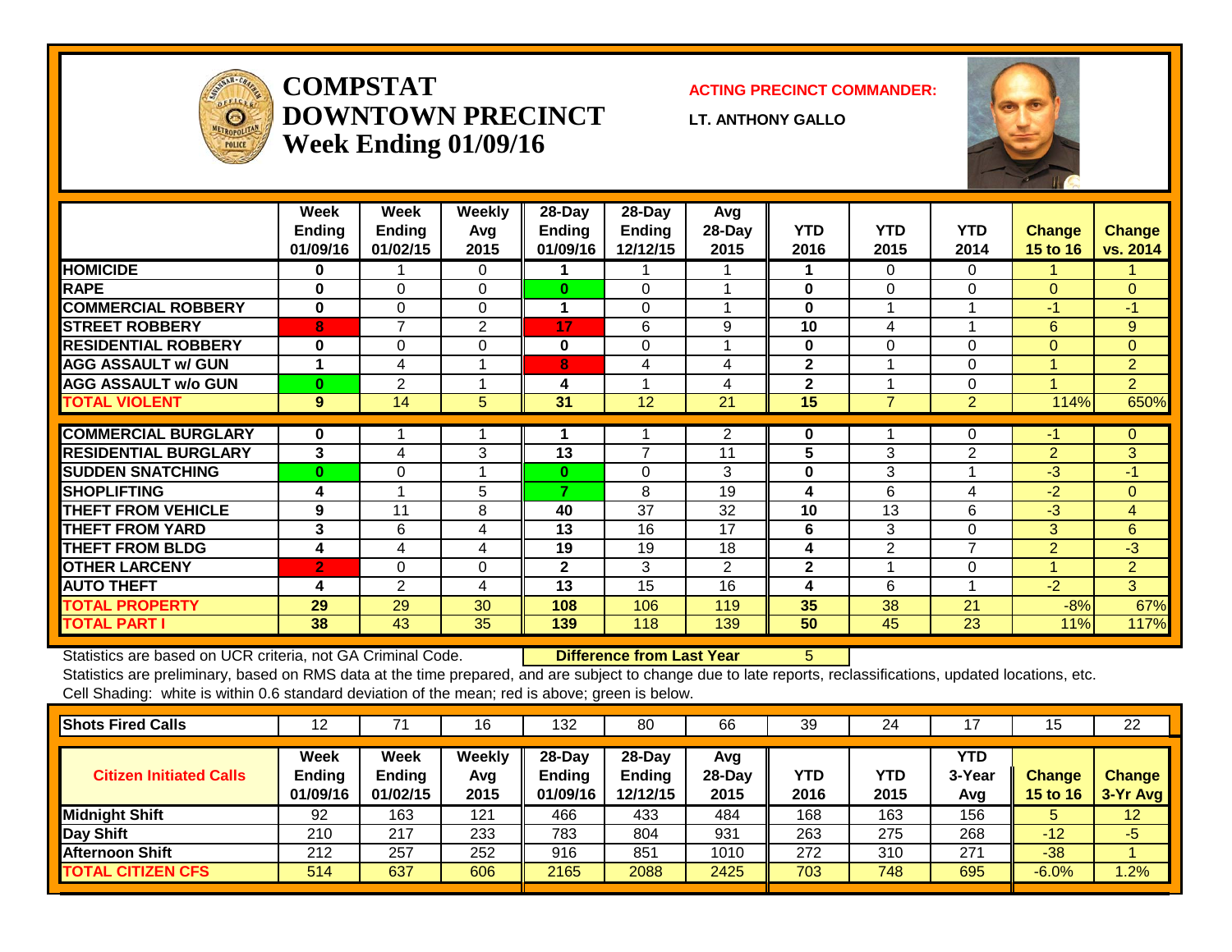# COMPSTAT DOWNTOWN PRECINCT
## Week Ending 01/09/16

**ACTING PRECINCT COMMANDER:**

**LT. ANTHONY GALLO**

| | Week Ending 01/09/16 | Week Ending 01/02/15 | Weekly Avg 2015 | 28-Day Ending 01/09/16 | 28-Day Ending 12/12/15 | Avg 28-Day 2015 | YTD 2016 | YTD 2015 | YTD 2014 | Change 15 to 16 | Change vs. 2014 |
|---|---|---|---|---|---|---|---|---|---|---|---|
| HOMICIDE | 0 | 1 | 0 | 1 | 1 | 1 | 1 | 0 | 0 | 1 | 1 |
| RAPE | 0 | 0 | 0 | 0 | 0 | 1 | 0 | 0 | 0 | 0 | 0 |
| COMMERCIAL ROBBERY | 0 | 0 | 0 | 1 | 0 | 1 | 0 | 1 | 1 | -1 | -1 |
| STREET ROBBERY | 8 | 7 | 2 | 17 | 6 | 9 | 10 | 4 | 1 | 6 | 9 |
| RESIDENTIAL ROBBERY | 0 | 0 | 0 | 0 | 0 | 1 | 0 | 0 | 0 | 0 | 0 |
| AGG ASSAULT w/ GUN | 1 | 4 | 1 | 8 | 4 | 4 | 2 | 1 | 0 | 1 | 2 |
| AGG ASSAULT w/o GUN | 0 | 2 | 1 | 4 | 1 | 4 | 2 | 1 | 0 | 1 | 2 |
| TOTAL VIOLENT | 9 | 14 | 5 | 31 | 12 | 21 | 15 | 7 | 2 | 114% | 650% |
| COMMERCIAL BURGLARY | 0 | 1 | 1 | 1 | 1 | 2 | 0 | 1 | 0 | -1 | 0 |
| RESIDENTIAL BURGLARY | 3 | 4 | 3 | 13 | 7 | 11 | 5 | 3 | 2 | 2 | 3 |
| SUDDEN SNATCHING | 0 | 0 | 1 | 0 | 0 | 3 | 0 | 3 | 1 | -3 | -1 |
| SHOPLIFTING | 4 | 1 | 5 | 7 | 8 | 19 | 4 | 6 | 4 | -2 | 0 |
| THEFT FROM VEHICLE | 9 | 11 | 8 | 40 | 37 | 32 | 10 | 13 | 6 | -3 | 4 |
| THEFT FROM YARD | 3 | 6 | 4 | 13 | 16 | 17 | 6 | 3 | 0 | 3 | 6 |
| THEFT FROM BLDG | 4 | 4 | 4 | 19 | 19 | 18 | 4 | 2 | 7 | 2 | -3 |
| OTHER LARCENY | 2 | 0 | 0 | 2 | 3 | 2 | 2 | 1 | 0 | 1 | 2 |
| AUTO THEFT | 4 | 2 | 4 | 13 | 15 | 16 | 4 | 6 | 1 | -2 | 3 |
| TOTAL PROPERTY | 29 | 29 | 30 | 108 | 106 | 119 | 35 | 38 | 21 | -8% | 67% |
| TOTAL PART I | 38 | 43 | 35 | 139 | 118 | 139 | 50 | 45 | 23 | 11% | 117% |

Statistics are based on UCR criteria, not GA Criminal Code. **Difference from Last Year** 5

Statistics are preliminary, based on RMS data at the time prepared, and are subject to change due to late reports, reclassifications, updated locations, etc.

Cell Shading: white is within 0.6 standard deviation of the mean; red is above; green is below.

| Shots Fired Calls | 12 | 71 | 16 | 132 | 80 | 66 | 39 | 24 | 17 | 15 | 22 |
|---|---|---|---|---|---|---|---|---|---|---|---|
| **Citizen Initiated Calls** | **Week Ending 01/09/16** | **Week Ending 01/02/15** | **Weekly Avg 2015** | **28-Day Ending 01/09/16** | **28-Day Ending 12/12/15** | **Avg 28-Day 2015** | **YTD 2016** | **YTD 2015** | **YTD 3-Year Avg** | **Change 15 to 16** | **Change 3-Yr Avg** |
| Midnight Shift | 92 | 163 | 121 | 466 | 433 | 484 | 168 | 163 | 156 | 5 | 12 |
| Day Shift | 210 | 217 | 233 | 783 | 804 | 931 | 263 | 275 | 268 | -12 | -5 |
| Afternoon Shift | 212 | 257 | 252 | 916 | 851 | 1010 | 272 | 310 | 271 | -38 | 1 |
| TOTAL CITIZEN CFS | 514 | 637 | 606 | 2165 | 2088 | 2425 | 703 | 748 | 695 | -6.0% | 1.2% |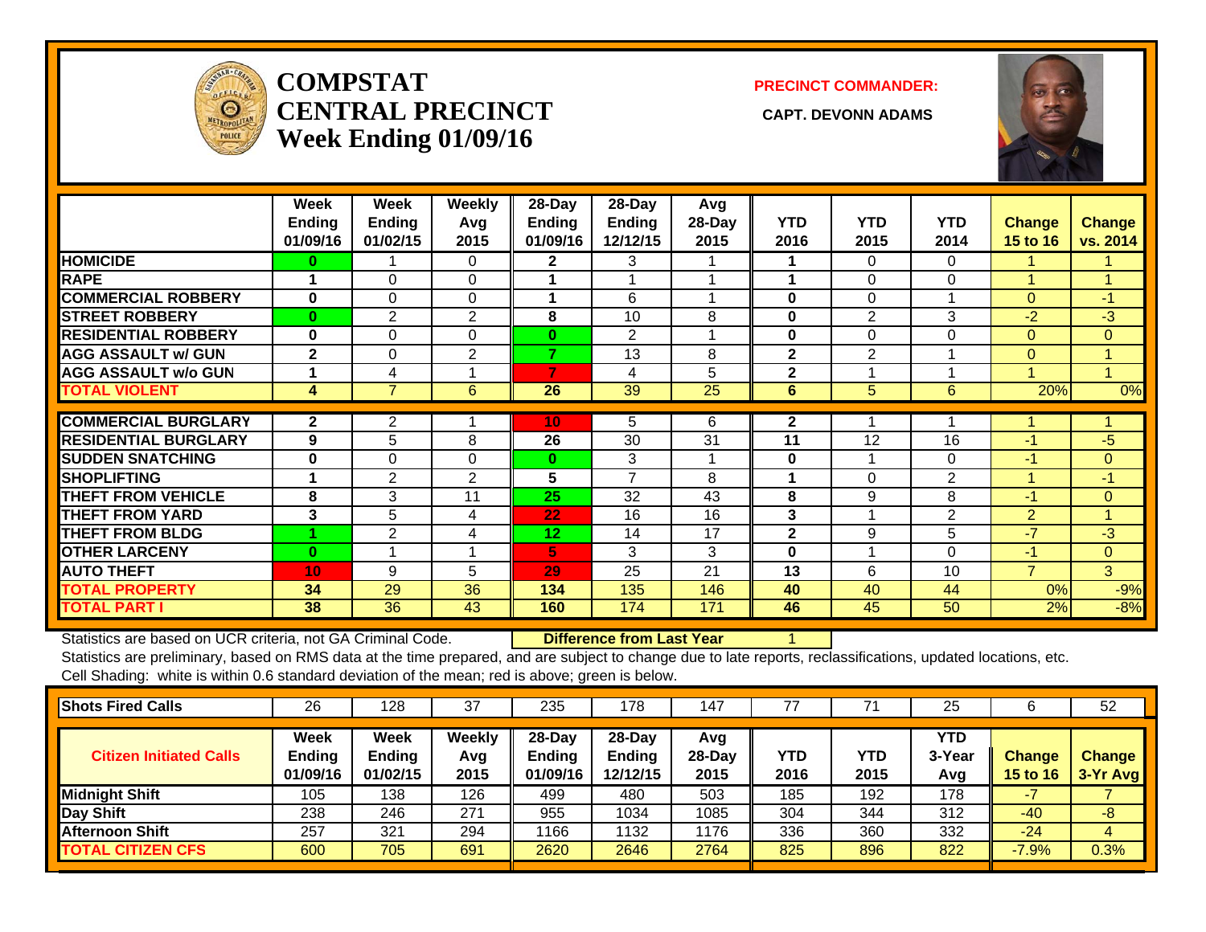# COMPSTAT CENTRAL PRECINCT Week Ending 01/09/16

**PRECINCT COMMANDER:**

**CAPT. DEVONN ADAMS**

| | Week Ending 01/09/16 | Week Ending 01/02/15 | Weekly Avg 2015 | 28-Day Ending 01/09/16 | 28-Day Ending 12/12/15 | Avg 28-Day 2015 | YTD 2016 | YTD 2015 | YTD 2014 | Change 15 to 16 | Change vs. 2014 |
|---|---|---|---|---|---|---|---|---|---|---|---|
| HOMICIDE | 0 | 1 | 0 | 2 | 3 | 1 | 1 | 0 | 0 | 1 | 1 |
| RAPE | 1 | 0 | 0 | 1 | 1 | 1 | 1 | 0 | 0 | 1 | 1 |
| COMMERCIAL ROBBERY | 0 | 0 | 0 | 1 | 6 | 1 | 0 | 0 | 1 | 0 | -1 |
| STREET ROBBERY | 0 | 2 | 2 | 8 | 10 | 8 | 0 | 2 | 3 | -2 | -3 |
| RESIDENTIAL ROBBERY | 0 | 0 | 0 | 0 | 2 | 1 | 0 | 0 | 0 | 0 | 0 |
| AGG ASSAULT w/ GUN | 2 | 0 | 2 | 7 | 13 | 8 | 2 | 2 | 1 | 0 | 1 |
| AGG ASSAULT w/o GUN | 1 | 4 | 1 | 7 | 4 | 5 | 2 | 1 | 1 | 1 | 1 |
| TOTAL VIOLENT | 4 | 7 | 6 | 26 | 39 | 25 | 6 | 5 | 6 | 20% | 0% |
| COMMERCIAL BURGLARY | 2 | 2 | 1 | 10 | 5 | 6 | 2 | 1 | 1 | 1 | 1 |
| RESIDENTIAL BURGLARY | 9 | 5 | 8 | 26 | 30 | 31 | 11 | 12 | 16 | -1 | -5 |
| SUDDEN SNATCHING | 0 | 0 | 0 | 0 | 3 | 1 | 0 | 1 | 0 | -1 | 0 |
| SHOPLIFTING | 1 | 2 | 2 | 5 | 7 | 8 | 1 | 0 | 2 | 1 | -1 |
| THEFT FROM VEHICLE | 8 | 3 | 11 | 25 | 32 | 43 | 8 | 9 | 8 | -1 | 0 |
| THEFT FROM YARD | 3 | 5 | 4 | 22 | 16 | 16 | 3 | 1 | 2 | 2 | 1 |
| THEFT FROM BLDG | 1 | 2 | 4 | 12 | 14 | 17 | 2 | 9 | 5 | -7 | -3 |
| OTHER LARCENY | 0 | 1 | 1 | 5 | 3 | 3 | 0 | 1 | 0 | -1 | 0 |
| AUTO THEFT | 10 | 9 | 5 | 29 | 25 | 21 | 13 | 6 | 10 | 7 | 3 |
| TOTAL PROPERTY | 34 | 29 | 36 | 134 | 135 | 146 | 40 | 40 | 44 | 0% | -9% |
| TOTAL PART I | 38 | 36 | 43 | 160 | 174 | 171 | 46 | 45 | 50 | 2% | -8% |

Statistics are based on UCR criteria, not GA Criminal Code. **Difference from Last Year** 1

Statistics are preliminary, based on RMS data at the time prepared, and are subject to change due to late reports, reclassifications, updated locations, etc.

Cell Shading: white is within 0.6 standard deviation of the mean; red is above; green is below.

| Shots Fired Calls | 26 | 128 | 37 | 235 | 178 | 147 | 77 | 71 | 25 | 6 | 52 |
|---|---|---|---|---|---|---|---|---|---|---|---|
| **Citizen Initiated Calls** | **Week Ending 01/09/16** | **Week Ending 01/02/15** | **Weekly Avg 2015** | **28-Day Ending 01/09/16** | **28-Day Ending 12/12/15** | **Avg 28-Day 2015** | **YTD 2016** | **YTD 2015** | **YTD 3-Year Avg** | **Change 15 to 16** | **Change 3-Yr Avg** |
| Midnight Shift | 105 | 138 | 126 | 499 | 480 | 503 | 185 | 192 | 178 | -7 | 7 |
| Day Shift | 238 | 246 | 271 | 955 | 1034 | 1085 | 304 | 344 | 312 | -40 | -8 |
| Afternoon Shift | 257 | 321 | 294 | 1166 | 1132 | 1176 | 336 | 360 | 332 | -24 | 4 |
| TOTAL CITIZEN CFS | 600 | 705 | 691 | 2620 | 2646 | 2764 | 825 | 896 | 822 | -7.9% | 0.3% |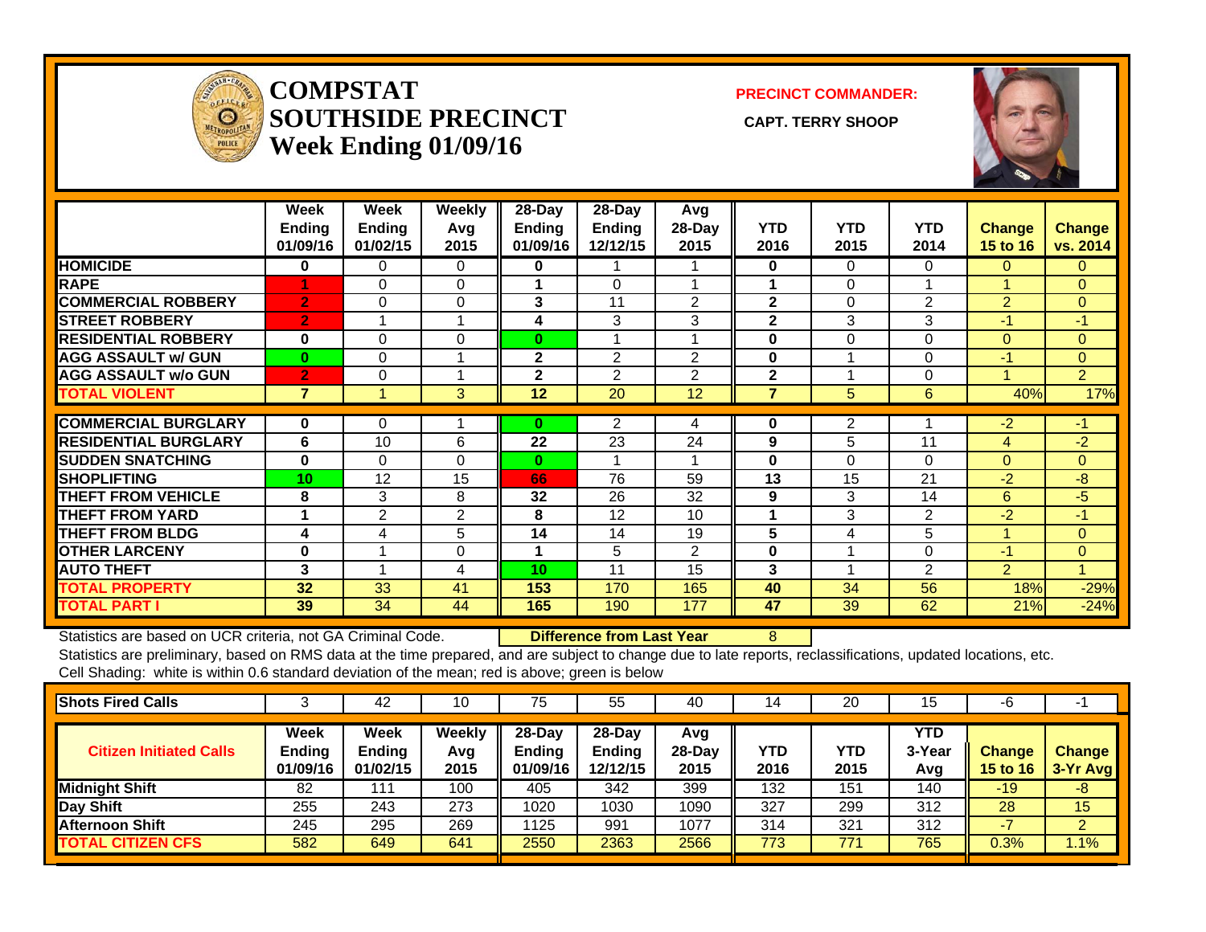# COMPSTAT SOUTHSIDE PRECINCT
## Week Ending 01/09/16

**PRECINCT COMMANDER:**

**CAPT. TERRY SHOOP**

| | Week Ending 01/09/16 | Week Ending 01/02/15 | Weekly Avg 2015 | 28-Day Ending 01/09/16 | 28-Day Ending 12/12/15 | Avg 28-Day 2015 | YTD 2016 | YTD 2015 | YTD 2014 | Change 15 to 16 | Change vs. 2014 |
|---|---|---|---|---|---|---|---|---|---|---|---|
| HOMICIDE | 0 | 0 | 0 | 0 | 1 | 1 | 0 | 0 | 0 | 0 | 0 |
| RAPE | 1 | 0 | 0 | 1 | 0 | 1 | 1 | 0 | 1 | 1 | 0 |
| COMMERCIAL ROBBERY | 2 | 0 | 0 | 3 | 11 | 2 | 2 | 0 | 2 | 2 | 0 |
| STREET ROBBERY | 2 | 1 | 1 | 4 | 3 | 3 | 2 | 3 | 3 | -1 | -1 |
| RESIDENTIAL ROBBERY | 0 | 0 | 0 | 0 | 1 | 1 | 0 | 0 | 0 | 0 | 0 |
| AGG ASSAULT w/ GUN | 0 | 0 | 1 | 2 | 2 | 2 | 0 | 1 | 0 | -1 | 0 |
| AGG ASSAULT w/o GUN | 2 | 0 | 1 | 2 | 2 | 2 | 2 | 1 | 0 | 1 | 2 |
| TOTAL VIOLENT | 7 | 1 | 3 | 12 | 20 | 12 | 7 | 5 | 6 | 40% | 17% |
| COMMERCIAL BURGLARY | 0 | 0 | 1 | 0 | 2 | 4 | 0 | 2 | 1 | -2 | -1 |
| RESIDENTIAL BURGLARY | 6 | 10 | 6 | 22 | 23 | 24 | 9 | 5 | 11 | 4 | -2 |
| SUDDEN SNATCHING | 0 | 0 | 0 | 0 | 1 | 1 | 0 | 0 | 0 | 0 | 0 |
| SHOPLIFTING | 10 | 12 | 15 | 66 | 76 | 59 | 13 | 15 | 21 | -2 | -8 |
| THEFT FROM VEHICLE | 8 | 3 | 8 | 32 | 26 | 32 | 9 | 3 | 14 | 6 | -5 |
| THEFT FROM YARD | 1 | 2 | 2 | 8 | 12 | 10 | 1 | 3 | 2 | -2 | -1 |
| THEFT FROM BLDG | 4 | 4 | 5 | 14 | 14 | 19 | 5 | 4 | 5 | 1 | 0 |
| OTHER LARCENY | 0 | 1 | 0 | 1 | 5 | 2 | 0 | 1 | 0 | -1 | 0 |
| AUTO THEFT | 3 | 1 | 4 | 10 | 11 | 15 | 3 | 1 | 2 | 2 | 1 |
| TOTAL PROPERTY | 32 | 33 | 41 | 153 | 170 | 165 | 40 | 34 | 56 | 18% | -29% |
| TOTAL PART I | 39 | 34 | 44 | 165 | 190 | 177 | 47 | 39 | 62 | 21% | -24% |

Statistics are based on UCR criteria, not GA Criminal Code. **Difference from Last Year** 8

Statistics are preliminary, based on RMS data at the time prepared, and are subject to change due to late reports, reclassifications, updated locations, etc.

Cell Shading: white is within 0.6 standard deviation of the mean; red is above; green is below

| Shots Fired Calls | 3 | 42 | 10 | 75 | 55 | 40 | 14 | 20 | 15 | -6 | -1 |
|---|---|---|---|---|---|---|---|---|---|---|---|
| **Citizen Initiated Calls** | **Week Ending 01/09/16** | **Week Ending 01/02/15** | **Weekly Avg 2015** | **28-Day Ending 01/09/16** | **28-Day Ending 12/12/15** | **Avg 28-Day 2015** | **YTD 2016** | **YTD 2015** | **YTD 3-Year Avg** | **Change 15 to 16** | **Change 3-Yr Avg** |
| Midnight Shift | 82 | 111 | 100 | 405 | 342 | 399 | 132 | 151 | 140 | -19 | -8 |
| Day Shift | 255 | 243 | 273 | 1020 | 1030 | 1090 | 327 | 299 | 312 | 28 | 15 |
| Afternoon Shift | 245 | 295 | 269 | 1125 | 991 | 1077 | 314 | 321 | 312 | -7 | 2 |
| TOTAL CITIZEN CFS | 582 | 649 | 641 | 2550 | 2363 | 2566 | 773 | 771 | 765 | 0.3% | 1.1% |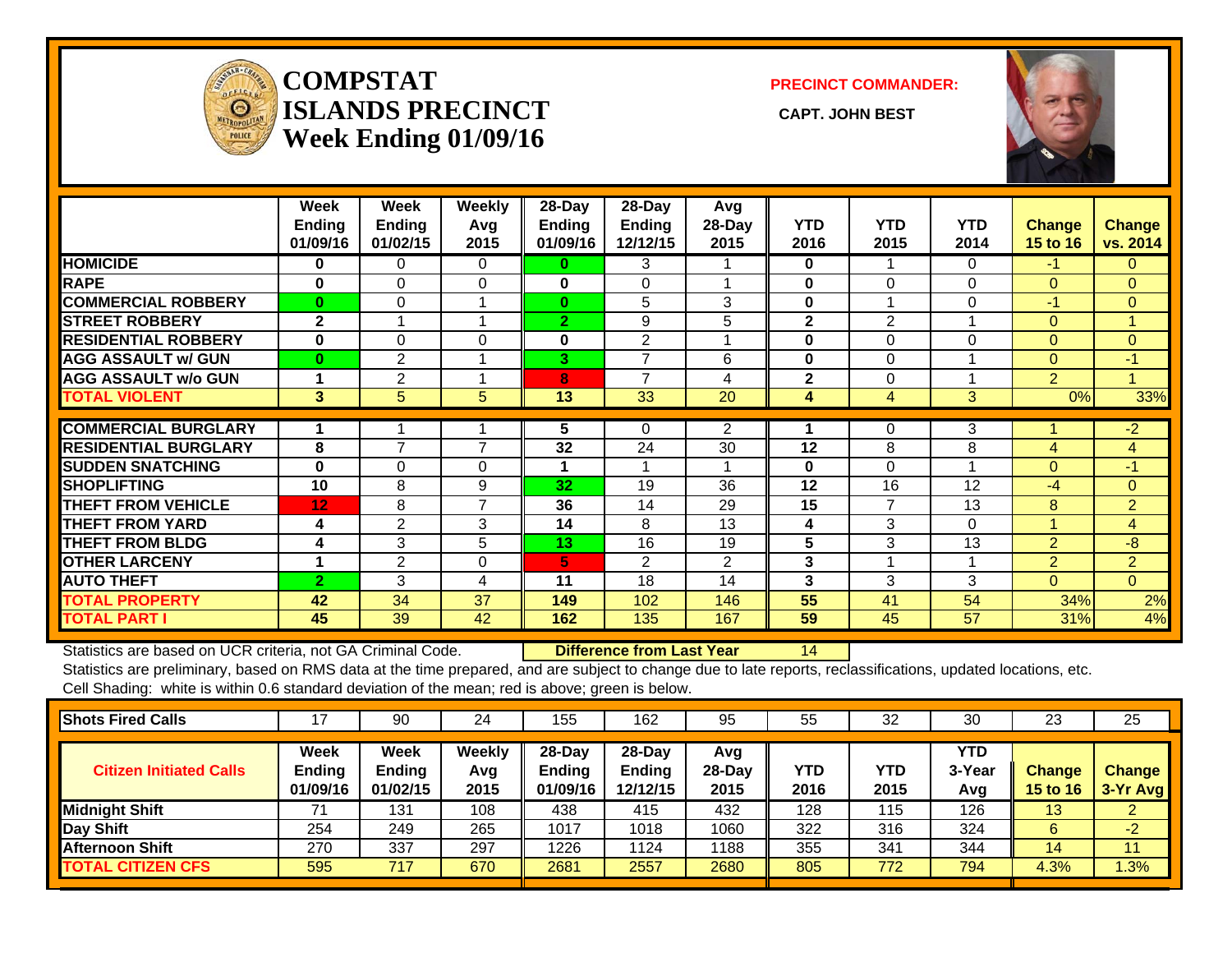# COMPSTAT ISLANDS PRECINCT Week Ending 01/09/16

**PRECINCT COMMANDER:**

**CAPT. JOHN BEST**

| | Week Ending 01/09/16 | Week Ending 01/02/15 | Weekly Avg 2015 | 28-Day Ending 01/09/16 | 28-Day Ending 12/12/15 | Avg 28-Day 2015 | YTD 2016 | YTD 2015 | YTD 2014 | Change 15 to 16 | Change vs. 2014 |
|---|---|---|---|---|---|---|---|---|---|---|---|
| HOMICIDE | 0 | 0 | 0 | 0 | 3 | 1 | 0 | 1 | 0 | -1 | 0 |
| RAPE | 0 | 0 | 0 | 0 | 0 | 1 | 0 | 0 | 0 | 0 | 0 |
| COMMERCIAL ROBBERY | 0 | 0 | 1 | 0 | 5 | 3 | 0 | 1 | 0 | -1 | 0 |
| STREET ROBBERY | 2 | 1 | 1 | 2 | 9 | 5 | 2 | 2 | 1 | 0 | 1 |
| RESIDENTIAL ROBBERY | 0 | 0 | 0 | 0 | 2 | 1 | 0 | 0 | 0 | 0 | 0 |
| AGG ASSAULT w/ GUN | 0 | 2 | 1 | 3 | 7 | 6 | 0 | 0 | 1 | 0 | -1 |
| AGG ASSAULT w/o GUN | 1 | 2 | 1 | 8 | 7 | 4 | 2 | 0 | 1 | 2 | 1 |
| TOTAL VIOLENT | 3 | 5 | 5 | 13 | 33 | 20 | 4 | 4 | 3 | 0% | 33% |
| COMMERCIAL BURGLARY | 1 | 1 | 1 | 5 | 0 | 2 | 1 | 0 | 3 | 1 | -2 |
| RESIDENTIAL BURGLARY | 8 | 7 | 7 | 32 | 24 | 30 | 12 | 8 | 8 | 4 | 4 |
| SUDDEN SNATCHING | 0 | 0 | 0 | 1 | 1 | 1 | 0 | 0 | 1 | 0 | -1 |
| SHOPLIFTING | 10 | 8 | 9 | 32 | 19 | 36 | 12 | 16 | 12 | -4 | 0 |
| THEFT FROM VEHICLE | 12 | 8 | 7 | 36 | 14 | 29 | 15 | 7 | 13 | 8 | 2 |
| THEFT FROM YARD | 4 | 2 | 3 | 14 | 8 | 13 | 4 | 3 | 0 | 1 | 4 |
| THEFT FROM BLDG | 4 | 3 | 5 | 13 | 16 | 19 | 5 | 3 | 13 | 2 | -8 |
| OTHER LARCENY | 1 | 2 | 0 | 5 | 2 | 2 | 3 | 1 | 1 | 2 | 2 |
| AUTO THEFT | 2 | 3 | 4 | 11 | 18 | 14 | 3 | 3 | 3 | 0 | 0 |
| TOTAL PROPERTY | 42 | 34 | 37 | 149 | 102 | 146 | 55 | 41 | 54 | 34% | 2% |
| TOTAL PART I | 45 | 39 | 42 | 162 | 135 | 167 | 59 | 45 | 57 | 31% | 4% |

Statistics are based on UCR criteria, not GA Criminal Code. **Difference from Last Year** 14

Statistics are preliminary, based on RMS data at the time prepared, and are subject to change due to late reports, reclassifications, updated locations, etc.

Cell Shading: white is within 0.6 standard deviation of the mean; red is above; green is below.

| Shots Fired Calls | 17 | 90 | 24 | 155 | 162 | 95 | 55 | 32 | 30 | 23 | 25 |
|---|---|---|---|---|---|---|---|---|---|---|---|
| **Citizen Initiated Calls** | **Week Ending 01/09/16** | **Week Ending 01/02/15** | **Weekly Avg 2015** | **28-Day Ending 01/09/16** | **28-Day Ending 12/12/15** | **Avg 28-Day 2015** | **YTD 2016** | **YTD 2015** | **YTD 3-Year Avg** | **Change 15 to 16** | **Change 3-Yr Avg** |
| Midnight Shift | 71 | 131 | 108 | 438 | 415 | 432 | 128 | 115 | 126 | 13 | 2 |
| Day Shift | 254 | 249 | 265 | 1017 | 1018 | 1060 | 322 | 316 | 324 | 6 | -2 |
| Afternoon Shift | 270 | 337 | 297 | 1226 | 1124 | 1188 | 355 | 341 | 344 | 14 | 11 |
| TOTAL CITIZEN CFS | 595 | 717 | 670 | 2681 | 2557 | 2680 | 805 | 772 | 794 | 4.3% | 1.3% |